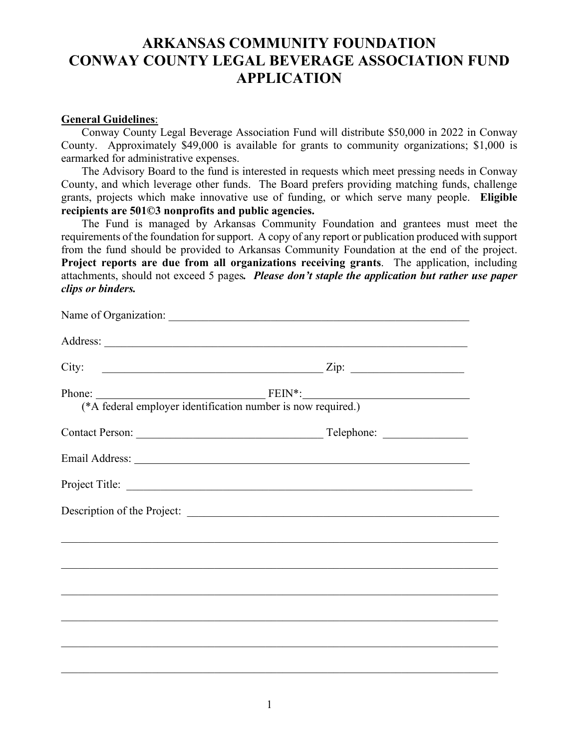# ARKANSAS COMMUNITY FOUNDATION
# CONWAY COUNTY LEGAL BEVERAGE ASSOCIATION FUND APPLICATION

**General Guidelines**:

Conway County Legal Beverage Association Fund will distribute $50,000 in 2022 in Conway County. Approximately $49,000 is available for grants to community organizations; $1,000 is earmarked for administrative expenses.

The Advisory Board to the fund is interested in requests which meet pressing needs in Conway County, and which leverage other funds. The Board prefers providing matching funds, challenge grants, projects which make innovative use of funding, or which serve many people. **Eligible recipients are 501©3 nonprofits and public agencies.**

The Fund is managed by Arkansas Community Foundation and grantees must meet the requirements of the foundation for support. A copy of any report or publication produced with support from the fund should be provided to Arkansas Community Foundation at the end of the project. **Project reports are due from all organizations receiving grants**. The application, including attachments, should not exceed 5 pages***. Please don't staple the application but rather use paper clips or binders.***

Name of Organization: ______________________________________________________

Address: ______________________________________________________________

City: ______________________________________ Zip: __________________

Phone: _____________________________ FEIN*:___________________________

(*A federal employer identification number is now required.)

Contact Person: _______________________________ Telephone: ______________

Email Address: __________________________________________________________

Project Title: ____________________________________________________________

Description of the Project: _________________________________________________

______________________________________________________________________

______________________________________________________________________

______________________________________________________________________

______________________________________________________________________

______________________________________________________________________

______________________________________________________________________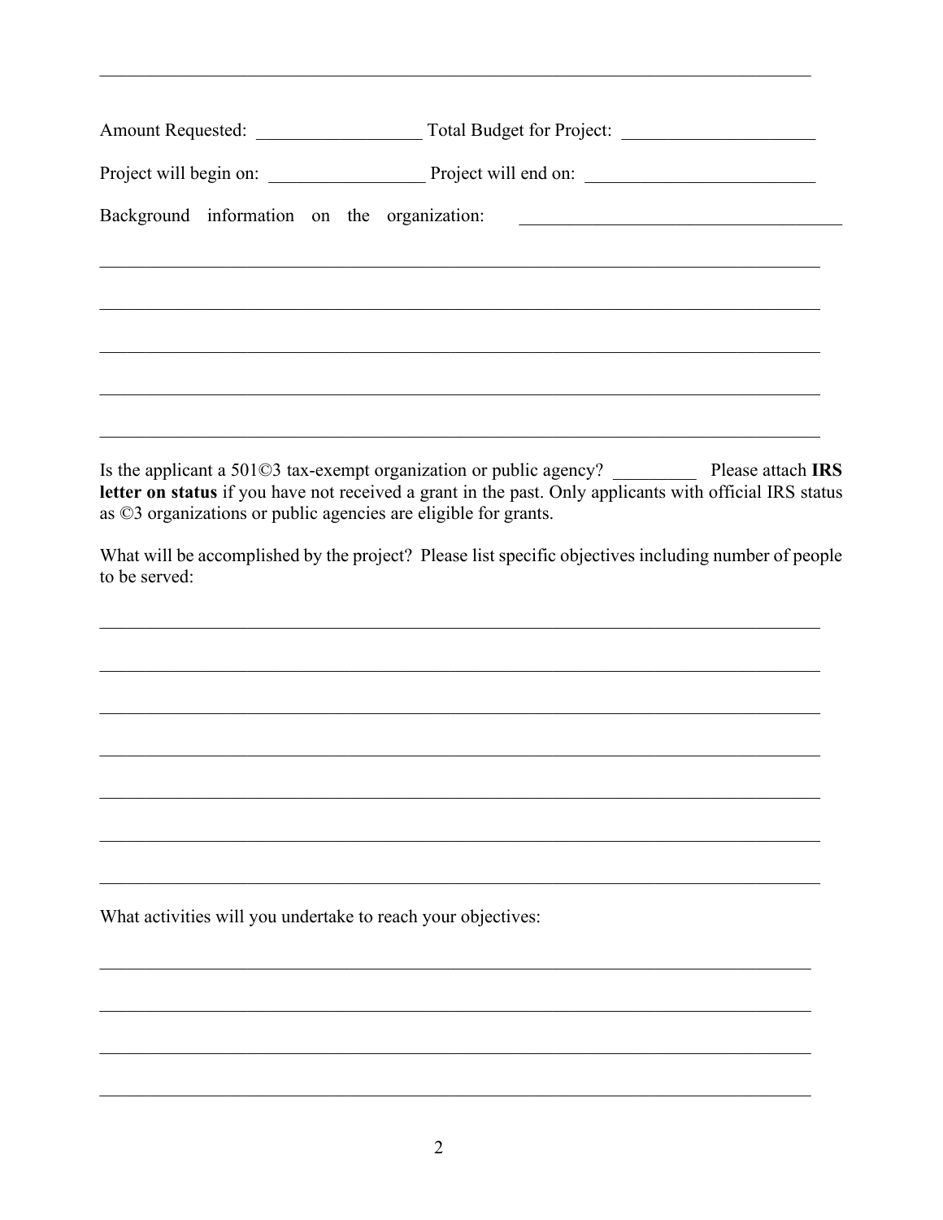______________________________________________________________________________

Amount Requested: __________________ Total Budget for Project: _____________________

Project will begin on: _________________ Project will end on: _________________________

Background information on the organization: ____________________________________

______________________________________________________________________________

______________________________________________________________________________

______________________________________________________________________________

______________________________________________________________________________

______________________________________________________________________________

Is the applicant a 501©3 tax-exempt organization or public agency? _________ Please attach **IRS letter on status** if you have not received a grant in the past. Only applicants with official IRS status as ©3 organizations or public agencies are eligible for grants.

What will be accomplished by the project? Please list specific objectives including number of people to be served:

______________________________________________________________________________

______________________________________________________________________________

______________________________________________________________________________

______________________________________________________________________________

______________________________________________________________________________

______________________________________________________________________________

______________________________________________________________________________

What activities will you undertake to reach your objectives:

______________________________________________________________________________

______________________________________________________________________________

______________________________________________________________________________

______________________________________________________________________________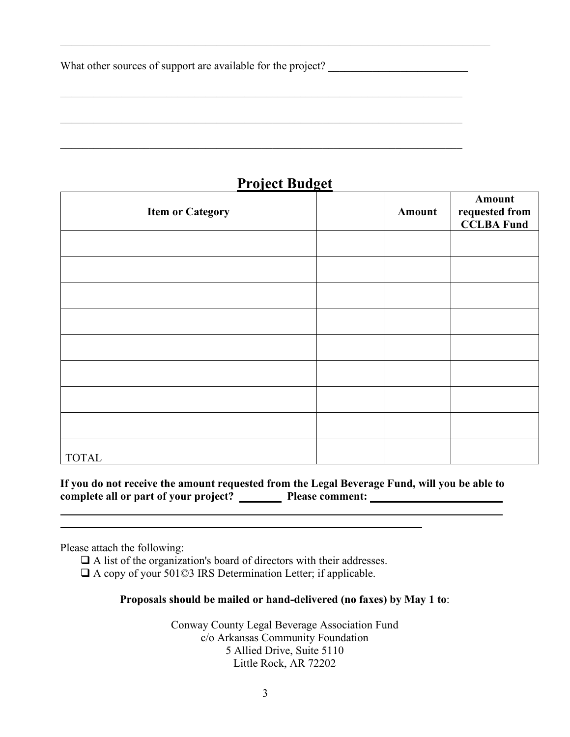What other sources of support are available for the project?

## Project Budget

| Item or Category | | Amount | Amount requested from CCLBA Fund |
|---|---|---|---|
| | | | |
| | | | |
| | | | |
| | | | |
| | | | |
| | | | |
| | | | |
| | | | |
| TOTAL | | | |

**If you do not receive the amount requested from the Legal Beverage Fund, will you be able to complete all or part of your project? \_\_\_\_\_\_\_\_ Please comment:**

Please attach the following:

- ❑ A list of the organization's board of directors with their addresses.
- ❑ A copy of your 501©3 IRS Determination Letter; if applicable.

**Proposals should be mailed or hand-delivered (no faxes) by May 1 to**:

Conway County Legal Beverage Association Fund
c/o Arkansas Community Foundation
5 Allied Drive, Suite 5110
Little Rock, AR 72202